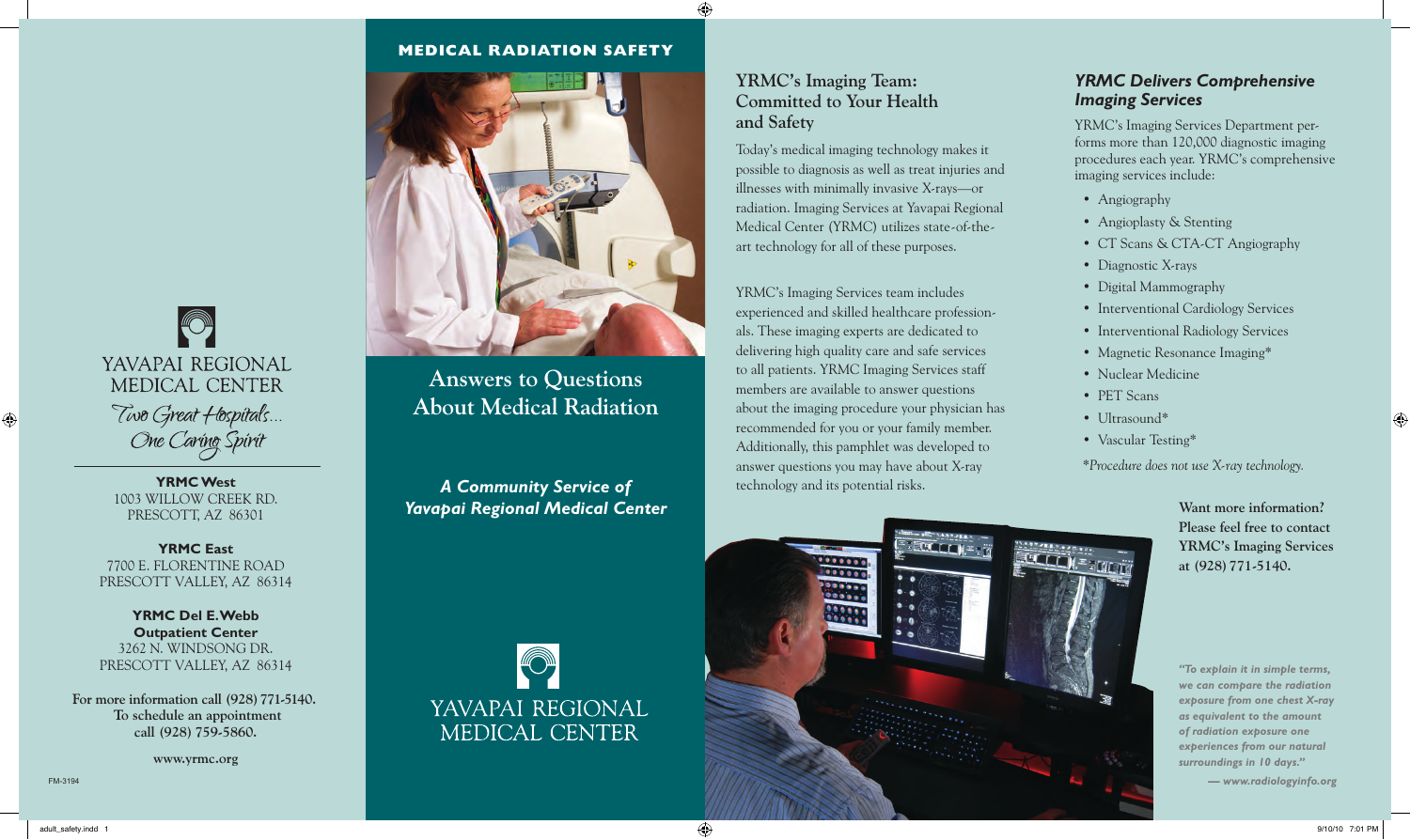YAVAPAI REGIONAL MEDICAL CENTER

*Two Great Hospitals... One Caring Spirit*

**YRMC West**
1003 WILLOW CREEK RD.
PRESCOTT, AZ 86301

**YRMC East**
7700 E. FLORENTINE ROAD
PRESCOTT VALLEY, AZ 86314

**YRMC Del E. Webb Outpatient Center**
3262 N. WINDSONG DR.
PRESCOTT VALLEY, AZ 86314

**For more information call (928) 771-5140. To schedule an appointment call (928) 759-5860.**

**www.yrmc.org**

FM-3194

**MEDICAL RADIATION SAFETY**

# Answers to Questions About Medical Radiation

***A Community Service of Yavapai Regional Medical Center***

YAVAPAI REGIONAL MEDICAL CENTER

## YRMC's Imaging Team: Committed to Your Health and Safety

Today's medical imaging technology makes it possible to diagnosis as well as treat injuries and illnesses with minimally invasive X-rays—or radiation. Imaging Services at Yavapai Regional Medical Center (YRMC) utilizes state-of-the-art technology for all of these purposes.

YRMC's Imaging Services team includes experienced and skilled healthcare professionals. These imaging experts are dedicated to delivering high quality care and safe services to all patients. YRMC Imaging Services staff members are available to answer questions about the imaging procedure your physician has recommended for you or your family member. Additionally, this pamphlet was developed to answer questions you may have about X-ray technology and its potential risks.

## *YRMC Delivers Comprehensive Imaging Services*

YRMC's Imaging Services Department performs more than 120,000 diagnostic imaging procedures each year. YRMC's comprehensive imaging services include:

- Angiography
- Angioplasty & Stenting
- CT Scans & CTA-CT Angiography
- Diagnostic X-rays
- Digital Mammography
- Interventional Cardiology Services
- Interventional Radiology Services
- Magnetic Resonance Imaging*
- Nuclear Medicine
- PET Scans
- Ultrasound*
- Vascular Testing*

*\*Procedure does not use X-ray technology.*

**Want more information? Please feel free to contact YRMC's Imaging Services at (928) 771-5140.**

*"To explain it in simple terms, we can compare the radiation exposure from one chest X-ray as equivalent to the amount of radiation exposure one experiences from our natural surroundings in 10 days."*

*— www.radiologyinfo.org*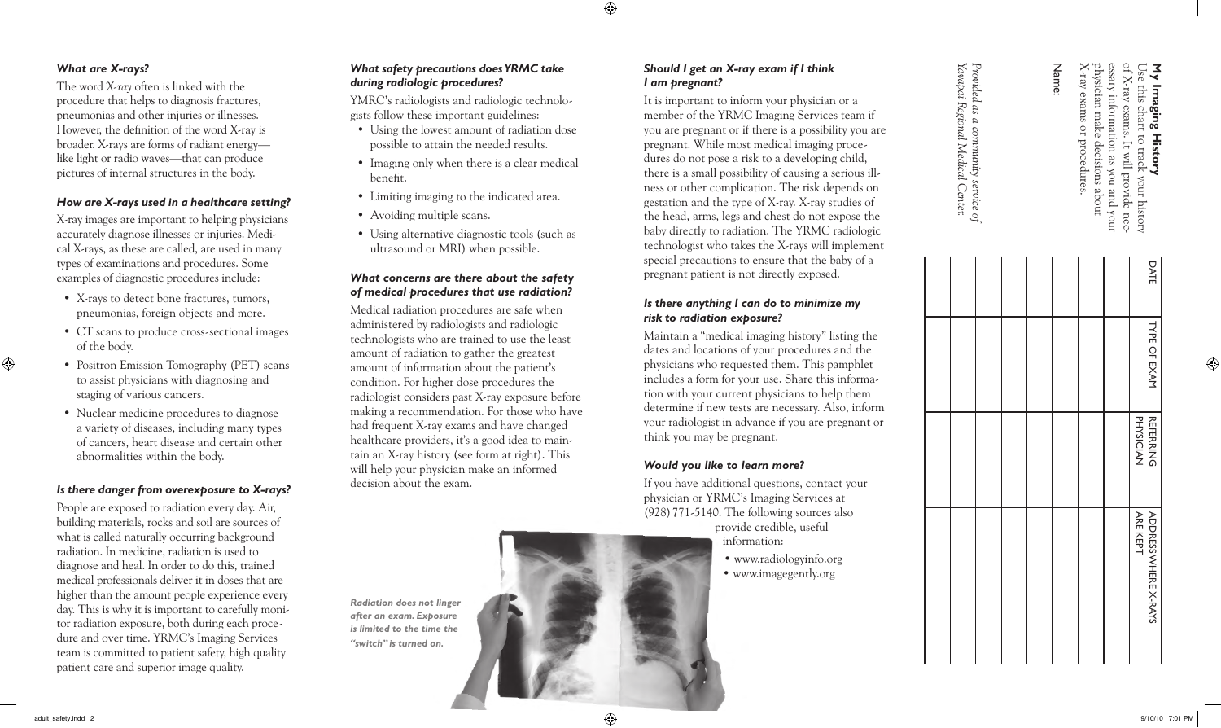### *What are X-rays?*

The word *X-ray* often is linked with the procedure that helps to diagnosis fractures, pneumonias and other injuries or illnesses. However, the definition of the word X-ray is broader. X-rays are forms of radiant energy—like light or radio waves—that can produce pictures of internal structures in the body.

### *How are X-rays used in a healthcare setting?*

X-ray images are important to helping physicians accurately diagnose illnesses or injuries. Medical X-rays, as these are called, are used in many types of examinations and procedures. Some examples of diagnostic procedures include:

- X-rays to detect bone fractures, tumors, pneumonias, foreign objects and more.
- CT scans to produce cross-sectional images of the body.
- Positron Emission Tomography (PET) scans to assist physicians with diagnosing and staging of various cancers.
- Nuclear medicine procedures to diagnose a variety of diseases, including many types of cancers, heart disease and certain other abnormalities within the body.

### *Is there danger from overexposure to X-rays?*

People are exposed to radiation every day. Air, building materials, rocks and soil are sources of what is called naturally occurring background radiation. In medicine, radiation is used to diagnose and heal. In order to do this, trained medical professionals deliver it in doses that are higher than the amount people experience every day. This is why it is important to carefully monitor radiation exposure, both during each procedure and over time. YRMC's Imaging Services team is committed to patient safety, high quality patient care and superior image quality.

### *What safety precautions does YRMC take during radiologic procedures?*

YMRC's radiologists and radiologic technologists follow these important guidelines:

- Using the lowest amount of radiation dose possible to attain the needed results.
- Imaging only when there is a clear medical benefit.
- Limiting imaging to the indicated area.
- Avoiding multiple scans.
- Using alternative diagnostic tools (such as ultrasound or MRI) when possible.

### *What concerns are there about the safety of medical procedures that use radiation?*

Medical radiation procedures are safe when administered by radiologists and radiologic technologists who are trained to use the least amount of radiation to gather the greatest amount of information about the patient's condition. For higher dose procedures the radiologist considers past X-ray exposure before making a recommendation. For those who have had frequent X-ray exams and have changed healthcare providers, it's a good idea to maintain an X-ray history (see form at right). This will help your physician make an informed decision about the exam.

***Radiation does not linger after an exam. Exposure is limited to the time the "switch" is turned on.***

### *Should I get an X-ray exam if I think I am pregnant?*

It is important to inform your physician or a member of the YRMC Imaging Services team if you are pregnant or if there is a possibility you are pregnant. While most medical imaging procedures do not pose a risk to a developing child, there is a small possibility of causing a serious illness or other complication. The risk depends on gestation and the type of X-ray. X-ray studies of the head, arms, legs and chest do not expose the baby directly to radiation. The YRMC radiologic technologist who takes the X-rays will implement special precautions to ensure that the baby of a pregnant patient is not directly exposed.

### *Is there anything I can do to minimize my risk to radiation exposure?*

Maintain a "medical imaging history" listing the dates and locations of your procedures and the physicians who requested them. This pamphlet includes a form for your use. Share this information with your current physicians to help them determine if new tests are necessary. Also, inform your radiologist in advance if you are pregnant or think you may be pregnant.

### *Would you like to learn more?*

If you have additional questions, contact your physician or YRMC's Imaging Services at (928) 771-5140. The following sources also provide credible, useful information:

- www.radiologyinfo.org
- www.imagegently.org

## My Imaging History

Use this chart to track your history of X-ray exams. It will provide necessary information as you and your physician make decisions about X-ray exams or procedures.

Name:

| DATE | TYPE OF EXAM | REFERRING PHYSICIAN | ADDRESS WHERE X-RAYS ARE KEPT |
|---|---|---|---|
| | | | |
| | | | |
| | | | |
| | | | |
| | | | |
| | | | |
| | | | |
| | | | |
| | | | |

*Provided as a community service of Yavapai Regional Medical Center.*